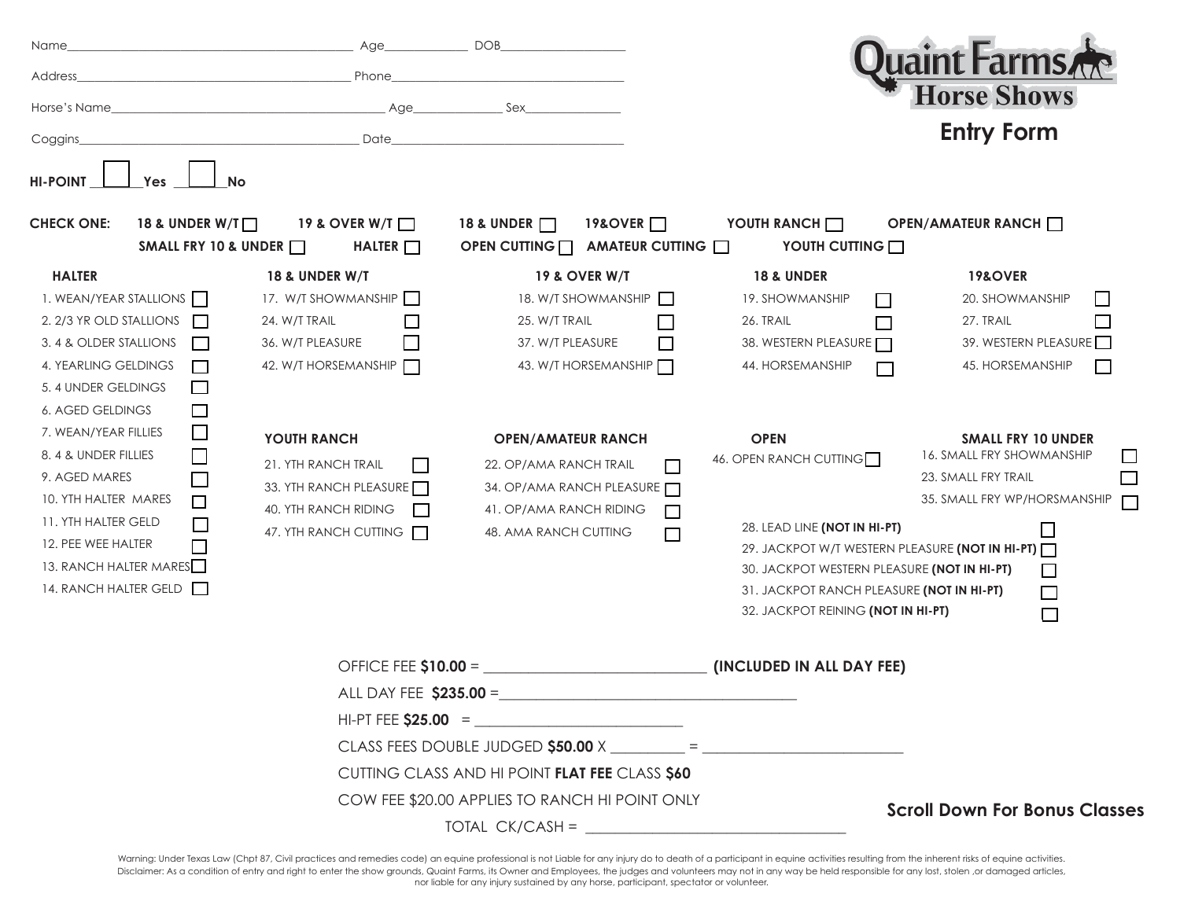# Quaint Farms Horse Shows

## Entry Form

Name______________________________ Age__________ DOB______________

Address______________________________ Phone______________________________

Horse's Name______________________________ Age__________ Sex__________

Coggins______________________________ Date______________________________

**HI-POINT** ☐ **Yes** ☐ **No**

**CHECK ONE:** **18 & UNDER W/T** ☐ **19 & OVER W/T** ☐ **18 & UNDER** ☐ **19&OVER** ☐ **YOUTH RANCH** ☐ **OPEN/AMATEUR RANCH** ☐ **SMALL FRY 10 & UNDER** ☐ **HALTER** ☐ **OPEN CUTTING** ☐ **AMATEUR CUTTING** ☐ **YOUTH CUTTING** ☐

**HALTER**

1. WEAN/YEAR STALLIONS ☐
2. 2/3 YR OLD STALLIONS ☐
3. 4 & OLDER STALLIONS ☐
4. YEARLING GELDINGS ☐
5. 4 UNDER GELDINGS ☐
6. AGED GELDINGS ☐
7. WEAN/YEAR FILLIES ☐
8. 4 & UNDER FILLIES ☐
9. AGED MARES ☐
10. YTH HALTER MARES ☐
11. YTH HALTER GELD ☐
12. PEE WEE HALTER ☐
13. RANCH HALTER MARES ☐
14. RANCH HALTER GELD ☐

**18 & UNDER W/T**

17. W/T SHOWMANSHIP ☐
24. W/T TRAIL ☐
36. W/T PLEASURE ☐
42. W/T HORSEMANSHIP ☐

**19 & OVER W/T**

18. W/T SHOWMANSHIP ☐
25. W/T TRAIL ☐
37. W/T PLEASURE ☐
43. W/T HORSEMANSHIP ☐

**18 & UNDER**

19. SHOWMANSHIP ☐
26. TRAIL ☐
38. WESTERN PLEASURE ☐
44. HORSEMANSHIP ☐

**19&OVER**

20. SHOWMANSHIP ☐
27. TRAIL ☐
39. WESTERN PLEASURE ☐
45. HORSEMANSHIP ☐

**YOUTH RANCH**

21. YTH RANCH TRAIL ☐
33. YTH RANCH PLEASURE ☐
40. YTH RANCH RIDING ☐
47. YTH RANCH CUTTING ☐

**OPEN/AMATEUR RANCH**

22. OP/AMA RANCH TRAIL ☐
34. OP/AMA RANCH PLEASURE ☐
41. OP/AMA RANCH RIDING ☐
48. AMA RANCH CUTTING ☐

**OPEN**

46. OPEN RANCH CUTTING ☐

**SMALL FRY 10 UNDER**

16. SMALL FRY SHOWMANSHIP ☐
23. SMALL FRY TRAIL ☐
35. SMALL FRY WP/HORSMANSHIP ☐

28. LEAD LINE **(NOT IN HI-PT)** ☐
29. JACKPOT W/T WESTERN PLEASURE **(NOT IN HI-PT)** ☐
30. JACKPOT WESTERN PLEASURE **(NOT IN HI-PT)** ☐
31. JACKPOT RANCH PLEASURE **(NOT IN HI-PT)** ☐
32. JACKPOT REINING **(NOT IN HI-PT)** ☐

OFFICE FEE **$10.00** = ______________________ **(INCLUDED IN ALL DAY FEE)**

ALL DAY FEE **$235.00** =______________________

HI-PT FEE **$25.00** = ______________________

CLASS FEES DOUBLE JUDGED **$50.00** X __________ = ______________________

CUTTING CLASS AND HI POINT **FLAT FEE** CLASS **$60**

COW FEE $20.00 APPLIES TO RANCH HI POINT ONLY

TOTAL CK/CASH = ______________________

**Scroll Down For Bonus Classes**

Warning: Under Texas Law (Chpt 87, Civil practices and remedies code) an equine professional is not Liable for any injury do to death of a participant in equine activities resulting from the inherent risks of equine activities.
Disclaimer: As a condition of entry and right to enter the show grounds, Quaint Farms, its Owner and Employees, the judges and volunteers may not in any way be held responsible for any lost, stolen ,or damaged articles, nor liable for any injury sustained by any horse, participant, spectator or volunteer.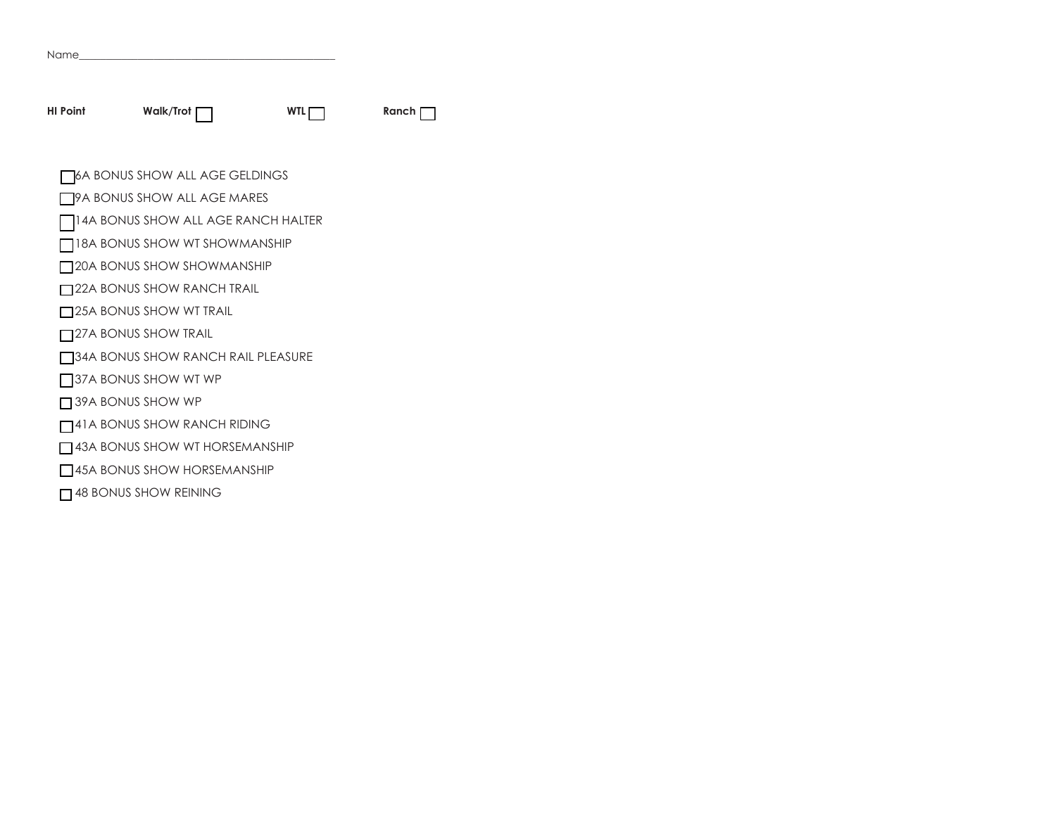Name_____________________________________________

**HI Point** **Walk/Trot** ☐ **WTL** ☐ **Ranch** ☐

- ☐ 6A BONUS SHOW ALL AGE GELDINGS
- ☐ 9A BONUS SHOW ALL AGE MARES
- ☐ 14A BONUS SHOW ALL AGE RANCH HALTER
- ☐ 18A BONUS SHOW WT SHOWMANSHIP
- ☐ 20A BONUS SHOW SHOWMANSHIP
- ☐ 22A BONUS SHOW RANCH TRAIL
- ☐ 25A BONUS SHOW WT TRAIL
- ☐ 27A BONUS SHOW TRAIL
- ☐ 34A BONUS SHOW RANCH RAIL PLEASURE
- ☐ 37A BONUS SHOW WT WP
- ☐ 39A BONUS SHOW WP
- ☐ 41A BONUS SHOW RANCH RIDING
- ☐ 43A BONUS SHOW WT HORSEMANSHIP
- ☐ 45A BONUS SHOW HORSEMANSHIP
- ☐ 48 BONUS SHOW REINING